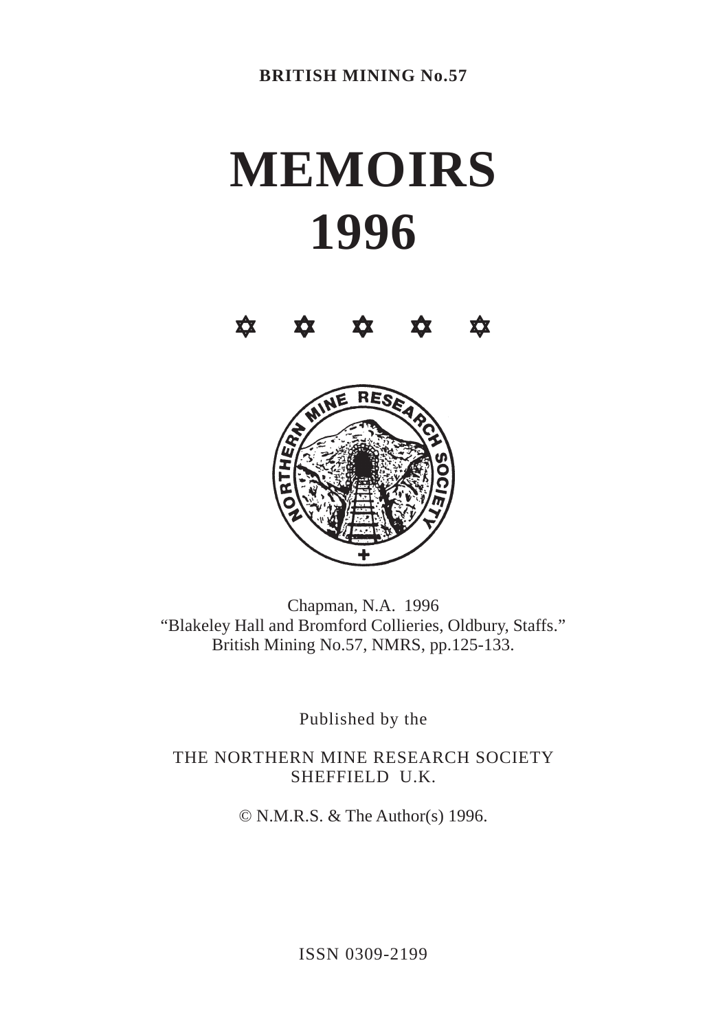**BRITISH MINING No.57**

# MEMOIRS 1996

✡ ✡ ✡ ✡ ✡

Chapman, N.A. 1996
"Blakeley Hall and Bromford Collieries, Oldbury, Staffs."
British Mining No.57, NMRS, pp.125-133.

Published by the

THE NORTHERN MINE RESEARCH SOCIETY
SHEFFIELD U.K.

© N.M.R.S. & The Author(s) 1996.

ISSN 0309-2199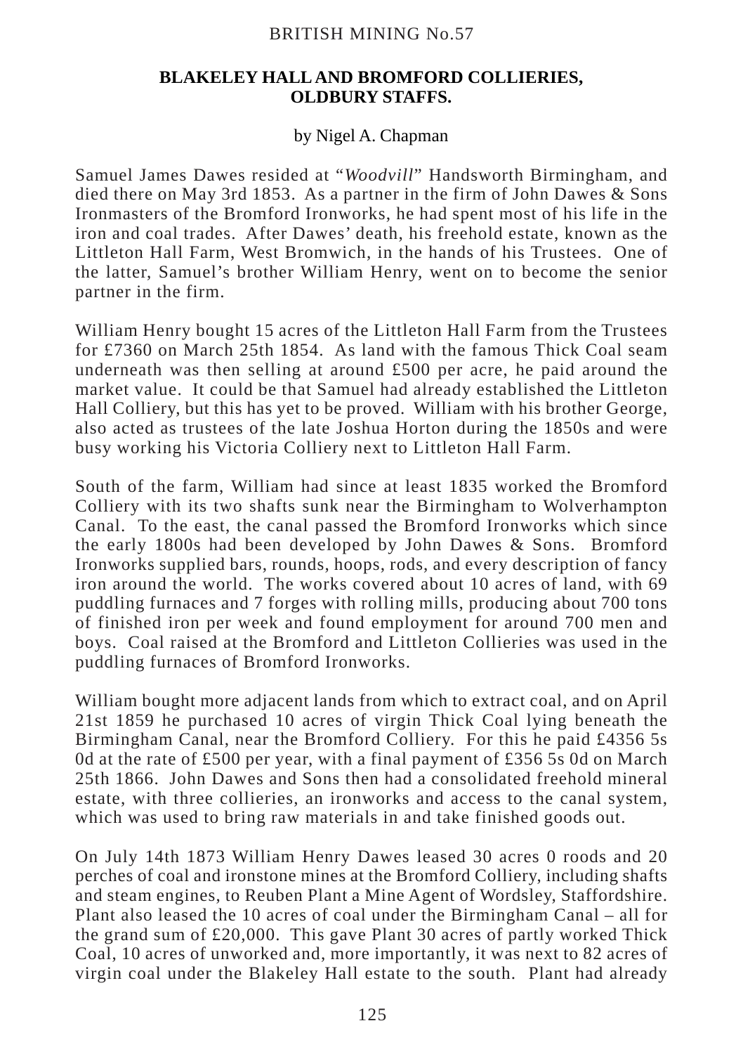BRITISH MINING No.57

# BLAKELEY HALL AND BROMFORD COLLIERIES, OLDBURY STAFFS.

by Nigel A. Chapman

Samuel James Dawes resided at "*Woodvill*" Handsworth Birmingham, and died there on May 3rd 1853. As a partner in the firm of John Dawes & Sons Ironmasters of the Bromford Ironworks, he had spent most of his life in the iron and coal trades. After Dawes' death, his freehold estate, known as the Littleton Hall Farm, West Bromwich, in the hands of his Trustees. One of the latter, Samuel's brother William Henry, went on to become the senior partner in the firm.

William Henry bought 15 acres of the Littleton Hall Farm from the Trustees for £7360 on March 25th 1854. As land with the famous Thick Coal seam underneath was then selling at around £500 per acre, he paid around the market value. It could be that Samuel had already established the Littleton Hall Colliery, but this has yet to be proved. William with his brother George, also acted as trustees of the late Joshua Horton during the 1850s and were busy working his Victoria Colliery next to Littleton Hall Farm.

South of the farm, William had since at least 1835 worked the Bromford Colliery with its two shafts sunk near the Birmingham to Wolverhampton Canal. To the east, the canal passed the Bromford Ironworks which since the early 1800s had been developed by John Dawes & Sons. Bromford Ironworks supplied bars, rounds, hoops, rods, and every description of fancy iron around the world. The works covered about 10 acres of land, with 69 puddling furnaces and 7 forges with rolling mills, producing about 700 tons of finished iron per week and found employment for around 700 men and boys. Coal raised at the Bromford and Littleton Collieries was used in the puddling furnaces of Bromford Ironworks.

William bought more adjacent lands from which to extract coal, and on April 21st 1859 he purchased 10 acres of virgin Thick Coal lying beneath the Birmingham Canal, near the Bromford Colliery. For this he paid £4356 5s 0d at the rate of £500 per year, with a final payment of £356 5s 0d on March 25th 1866. John Dawes and Sons then had a consolidated freehold mineral estate, with three collieries, an ironworks and access to the canal system, which was used to bring raw materials in and take finished goods out.

On July 14th 1873 William Henry Dawes leased 30 acres 0 roods and 20 perches of coal and ironstone mines at the Bromford Colliery, including shafts and steam engines, to Reuben Plant a Mine Agent of Wordsley, Staffordshire. Plant also leased the 10 acres of coal under the Birmingham Canal – all for the grand sum of £20,000. This gave Plant 30 acres of partly worked Thick Coal, 10 acres of unworked and, more importantly, it was next to 82 acres of virgin coal under the Blakeley Hall estate to the south. Plant had already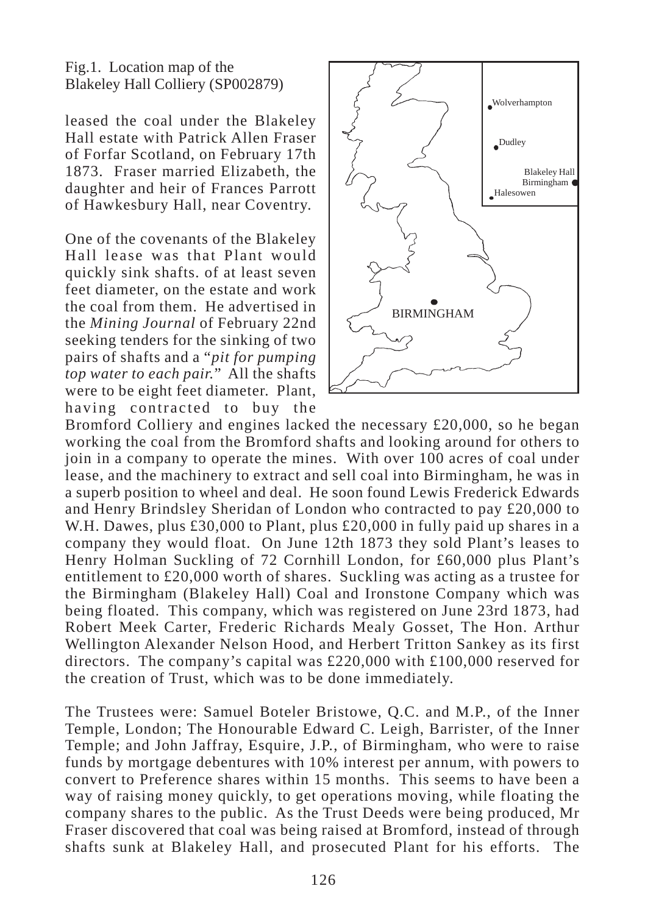Fig.1. Location map of the Blakeley Hall Colliery (SP002879)

leased the coal under the Blakeley Hall estate with Patrick Allen Fraser of Forfar Scotland, on February 17th 1873. Fraser married Elizabeth, the daughter and heir of Frances Parrott of Hawkesbury Hall, near Coventry.

One of the covenants of the Blakeley Hall lease was that Plant would quickly sink shafts. of at least seven feet diameter, on the estate and work the coal from them. He advertised in the *Mining Journal* of February 22nd seeking tenders for the sinking of two pairs of shafts and a "*pit for pumping top water to each pair.*" All the shafts were to be eight feet diameter. Plant, having contracted to buy the Bromford Colliery and engines lacked the necessary £20,000, so he began working the coal from the Bromford shafts and looking around for others to join in a company to operate the mines. With over 100 acres of coal under lease, and the machinery to extract and sell coal into Birmingham, he was in a superb position to wheel and deal. He soon found Lewis Frederick Edwards and Henry Brindsley Sheridan of London who contracted to pay £20,000 to W.H. Dawes, plus £30,000 to Plant, plus £20,000 in fully paid up shares in a company they would float. On June 12th 1873 they sold Plant's leases to Henry Holman Suckling of 72 Cornhill London, for £60,000 plus Plant's entitlement to £20,000 worth of shares. Suckling was acting as a trustee for the Birmingham (Blakeley Hall) Coal and Ironstone Company which was being floated. This company, which was registered on June 23rd 1873, had Robert Meek Carter, Frederic Richards Mealy Gosset, The Hon. Arthur Wellington Alexander Nelson Hood, and Herbert Tritton Sankey as its first directors. The company's capital was £220,000 with £100,000 reserved for the creation of Trust, which was to be done immediately.

The Trustees were: Samuel Boteler Bristowe, Q.C. and M.P., of the Inner Temple, London; The Honourable Edward C. Leigh, Barrister, of the Inner Temple; and John Jaffray, Esquire, J.P., of Birmingham, who were to raise funds by mortgage debentures with 10% interest per annum, with powers to convert to Preference shares within 15 months. This seems to have been a way of raising money quickly, to get operations moving, while floating the company shares to the public. As the Trust Deeds were being produced, Mr Fraser discovered that coal was being raised at Bromford, instead of through shafts sunk at Blakeley Hall, and prosecuted Plant for his efforts. The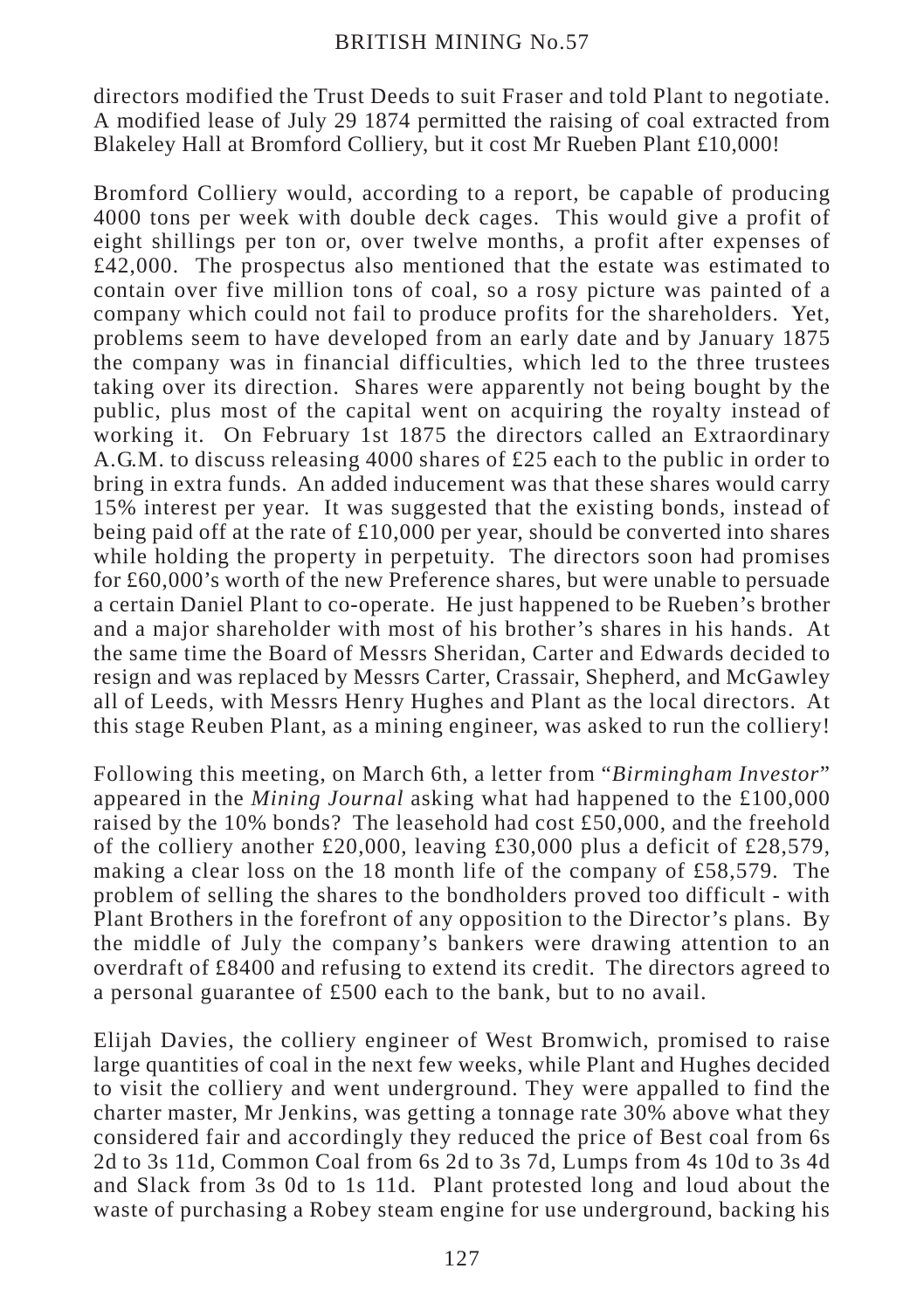directors modified the Trust Deeds to suit Fraser and told Plant to negotiate. A modified lease of July 29 1874 permitted the raising of coal extracted from Blakeley Hall at Bromford Colliery, but it cost Mr Rueben Plant £10,000!

Bromford Colliery would, according to a report, be capable of producing 4000 tons per week with double deck cages. This would give a profit of eight shillings per ton or, over twelve months, a profit after expenses of £42,000. The prospectus also mentioned that the estate was estimated to contain over five million tons of coal, so a rosy picture was painted of a company which could not fail to produce profits for the shareholders. Yet, problems seem to have developed from an early date and by January 1875 the company was in financial difficulties, which led to the three trustees taking over its direction. Shares were apparently not being bought by the public, plus most of the capital went on acquiring the royalty instead of working it. On February 1st 1875 the directors called an Extraordinary A.G.M. to discuss releasing 4000 shares of £25 each to the public in order to bring in extra funds. An added inducement was that these shares would carry 15% interest per year. It was suggested that the existing bonds, instead of being paid off at the rate of £10,000 per year, should be converted into shares while holding the property in perpetuity. The directors soon had promises for £60,000's worth of the new Preference shares, but were unable to persuade a certain Daniel Plant to co-operate. He just happened to be Rueben's brother and a major shareholder with most of his brother's shares in his hands. At the same time the Board of Messrs Sheridan, Carter and Edwards decided to resign and was replaced by Messrs Carter, Crassair, Shepherd, and McGawley all of Leeds, with Messrs Henry Hughes and Plant as the local directors. At this stage Reuben Plant, as a mining engineer, was asked to run the colliery!

Following this meeting, on March 6th, a letter from "*Birmingham Investor*" appeared in the *Mining Journal* asking what had happened to the £100,000 raised by the 10% bonds? The leasehold had cost £50,000, and the freehold of the colliery another £20,000, leaving £30,000 plus a deficit of £28,579, making a clear loss on the 18 month life of the company of £58,579. The problem of selling the shares to the bondholders proved too difficult - with Plant Brothers in the forefront of any opposition to the Director's plans. By the middle of July the company's bankers were drawing attention to an overdraft of £8400 and refusing to extend its credit. The directors agreed to a personal guarantee of £500 each to the bank, but to no avail.

Elijah Davies, the colliery engineer of West Bromwich, promised to raise large quantities of coal in the next few weeks, while Plant and Hughes decided to visit the colliery and went underground. They were appalled to find the charter master, Mr Jenkins, was getting a tonnage rate 30% above what they considered fair and accordingly they reduced the price of Best coal from 6s 2d to 3s 11d, Common Coal from 6s 2d to 3s 7d, Lumps from 4s 10d to 3s 4d and Slack from 3s 0d to 1s 11d. Plant protested long and loud about the waste of purchasing a Robey steam engine for use underground, backing his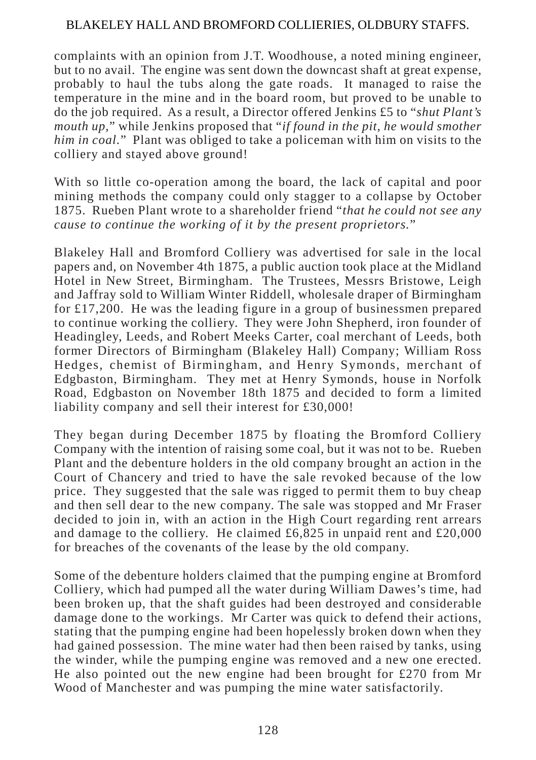complaints with an opinion from J.T. Woodhouse, a noted mining engineer, but to no avail. The engine was sent down the downcast shaft at great expense, probably to haul the tubs along the gate roads. It managed to raise the temperature in the mine and in the board room, but proved to be unable to do the job required. As a result, a Director offered Jenkins £5 to "*shut Plant's mouth up*," while Jenkins proposed that "*if found in the pit, he would smother him in coal.*" Plant was obliged to take a policeman with him on visits to the colliery and stayed above ground!

With so little co-operation among the board, the lack of capital and poor mining methods the company could only stagger to a collapse by October 1875. Rueben Plant wrote to a shareholder friend "*that he could not see any cause to continue the working of it by the present proprietors.*"

Blakeley Hall and Bromford Colliery was advertised for sale in the local papers and, on November 4th 1875, a public auction took place at the Midland Hotel in New Street, Birmingham. The Trustees, Messrs Bristowe, Leigh and Jaffray sold to William Winter Riddell, wholesale draper of Birmingham for £17,200. He was the leading figure in a group of businessmen prepared to continue working the colliery. They were John Shepherd, iron founder of Headingley, Leeds, and Robert Meeks Carter, coal merchant of Leeds, both former Directors of Birmingham (Blakeley Hall) Company; William Ross Hedges, chemist of Birmingham, and Henry Symonds, merchant of Edgbaston, Birmingham. They met at Henry Symonds, house in Norfolk Road, Edgbaston on November 18th 1875 and decided to form a limited liability company and sell their interest for £30,000!

They began during December 1875 by floating the Bromford Colliery Company with the intention of raising some coal, but it was not to be. Rueben Plant and the debenture holders in the old company brought an action in the Court of Chancery and tried to have the sale revoked because of the low price. They suggested that the sale was rigged to permit them to buy cheap and then sell dear to the new company. The sale was stopped and Mr Fraser decided to join in, with an action in the High Court regarding rent arrears and damage to the colliery. He claimed £6,825 in unpaid rent and £20,000 for breaches of the covenants of the lease by the old company.

Some of the debenture holders claimed that the pumping engine at Bromford Colliery, which had pumped all the water during William Dawes's time, had been broken up, that the shaft guides had been destroyed and considerable damage done to the workings. Mr Carter was quick to defend their actions, stating that the pumping engine had been hopelessly broken down when they had gained possession. The mine water had then been raised by tanks, using the winder, while the pumping engine was removed and a new one erected. He also pointed out the new engine had been brought for £270 from Mr Wood of Manchester and was pumping the mine water satisfactorily.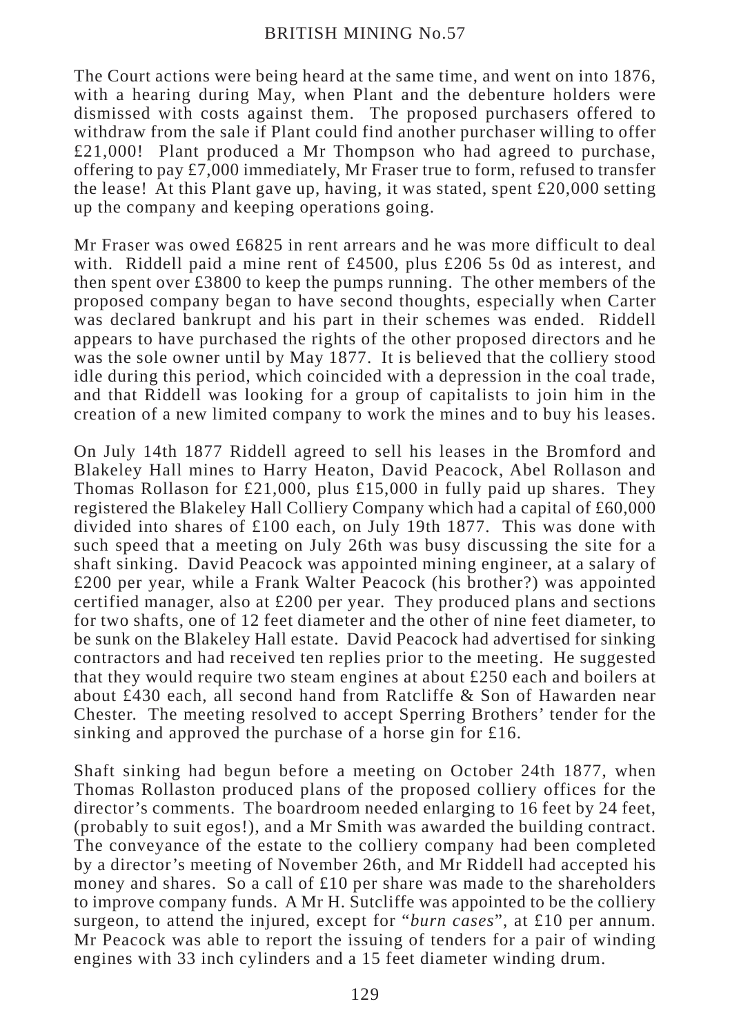The Court actions were being heard at the same time, and went on into 1876, with a hearing during May, when Plant and the debenture holders were dismissed with costs against them. The proposed purchasers offered to withdraw from the sale if Plant could find another purchaser willing to offer £21,000! Plant produced a Mr Thompson who had agreed to purchase, offering to pay £7,000 immediately, Mr Fraser true to form, refused to transfer the lease! At this Plant gave up, having, it was stated, spent £20,000 setting up the company and keeping operations going.

Mr Fraser was owed £6825 in rent arrears and he was more difficult to deal with. Riddell paid a mine rent of £4500, plus £206 5s 0d as interest, and then spent over £3800 to keep the pumps running. The other members of the proposed company began to have second thoughts, especially when Carter was declared bankrupt and his part in their schemes was ended. Riddell appears to have purchased the rights of the other proposed directors and he was the sole owner until by May 1877. It is believed that the colliery stood idle during this period, which coincided with a depression in the coal trade, and that Riddell was looking for a group of capitalists to join him in the creation of a new limited company to work the mines and to buy his leases.

On July 14th 1877 Riddell agreed to sell his leases in the Bromford and Blakeley Hall mines to Harry Heaton, David Peacock, Abel Rollason and Thomas Rollason for £21,000, plus £15,000 in fully paid up shares. They registered the Blakeley Hall Colliery Company which had a capital of £60,000 divided into shares of £100 each, on July 19th 1877. This was done with such speed that a meeting on July 26th was busy discussing the site for a shaft sinking. David Peacock was appointed mining engineer, at a salary of £200 per year, while a Frank Walter Peacock (his brother?) was appointed certified manager, also at £200 per year. They produced plans and sections for two shafts, one of 12 feet diameter and the other of nine feet diameter, to be sunk on the Blakeley Hall estate. David Peacock had advertised for sinking contractors and had received ten replies prior to the meeting. He suggested that they would require two steam engines at about £250 each and boilers at about £430 each, all second hand from Ratcliffe & Son of Hawarden near Chester. The meeting resolved to accept Sperring Brothers' tender for the sinking and approved the purchase of a horse gin for £16.

Shaft sinking had begun before a meeting on October 24th 1877, when Thomas Rollaston produced plans of the proposed colliery offices for the director's comments. The boardroom needed enlarging to 16 feet by 24 feet, (probably to suit egos!), and a Mr Smith was awarded the building contract. The conveyance of the estate to the colliery company had been completed by a director's meeting of November 26th, and Mr Riddell had accepted his money and shares. So a call of £10 per share was made to the shareholders to improve company funds. A Mr H. Sutcliffe was appointed to be the colliery surgeon, to attend the injured, except for "*burn cases*", at £10 per annum. Mr Peacock was able to report the issuing of tenders for a pair of winding engines with 33 inch cylinders and a 15 feet diameter winding drum.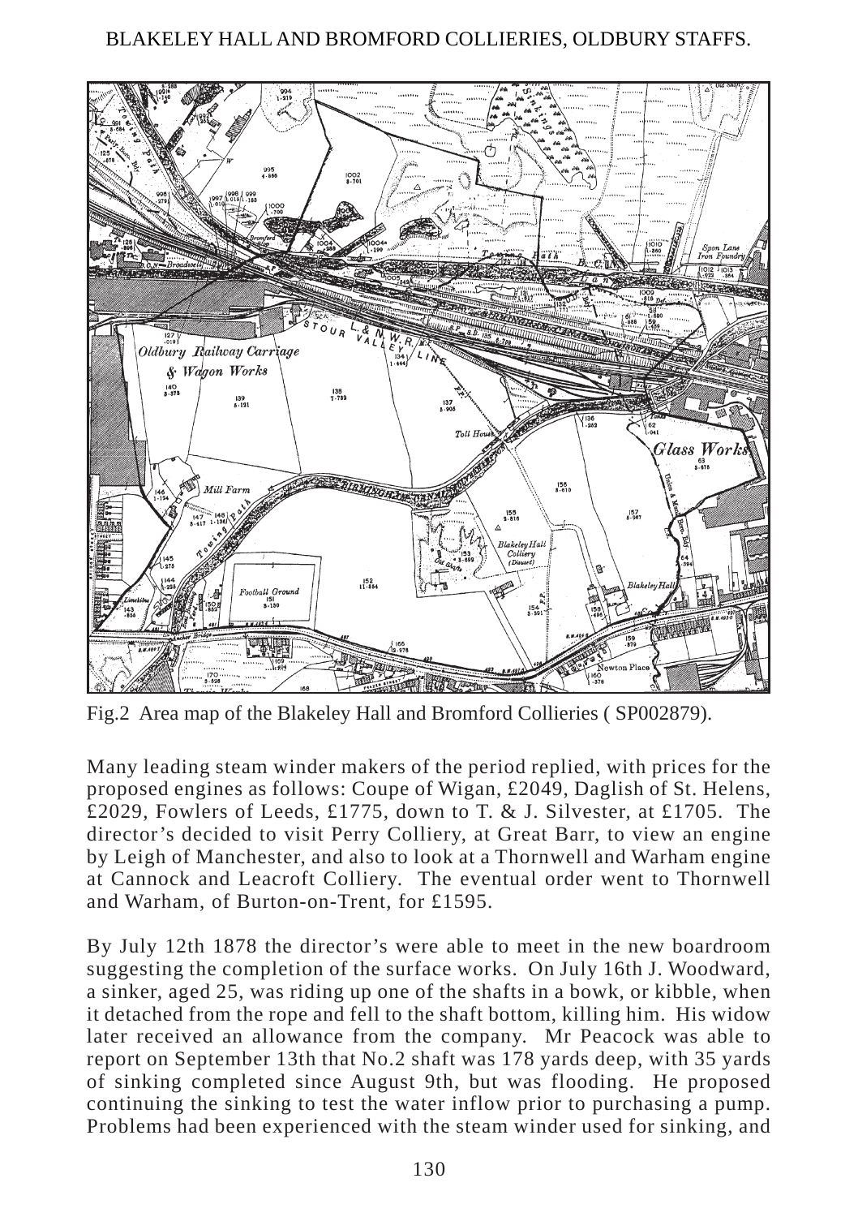Fig.2 Area map of the Blakeley Hall and Bromford Collieries ( SP002879).

Many leading steam winder makers of the period replied, with prices for the proposed engines as follows: Coupe of Wigan, £2049, Daglish of St. Helens, £2029, Fowlers of Leeds, £1775, down to T. & J. Silvester, at £1705. The director's decided to visit Perry Colliery, at Great Barr, to view an engine by Leigh of Manchester, and also to look at a Thornwell and Warham engine at Cannock and Leacroft Colliery. The eventual order went to Thornwell and Warham, of Burton-on-Trent, for £1595.

By July 12th 1878 the director's were able to meet in the new boardroom suggesting the completion of the surface works. On July 16th J. Woodward, a sinker, aged 25, was riding up one of the shafts in a bowk, or kibble, when it detached from the rope and fell to the shaft bottom, killing him. His widow later received an allowance from the company. Mr Peacock was able to report on September 13th that No.2 shaft was 178 yards deep, with 35 yards of sinking completed since August 9th, but was flooding. He proposed continuing the sinking to test the water inflow prior to purchasing a pump. Problems had been experienced with the steam winder used for sinking, and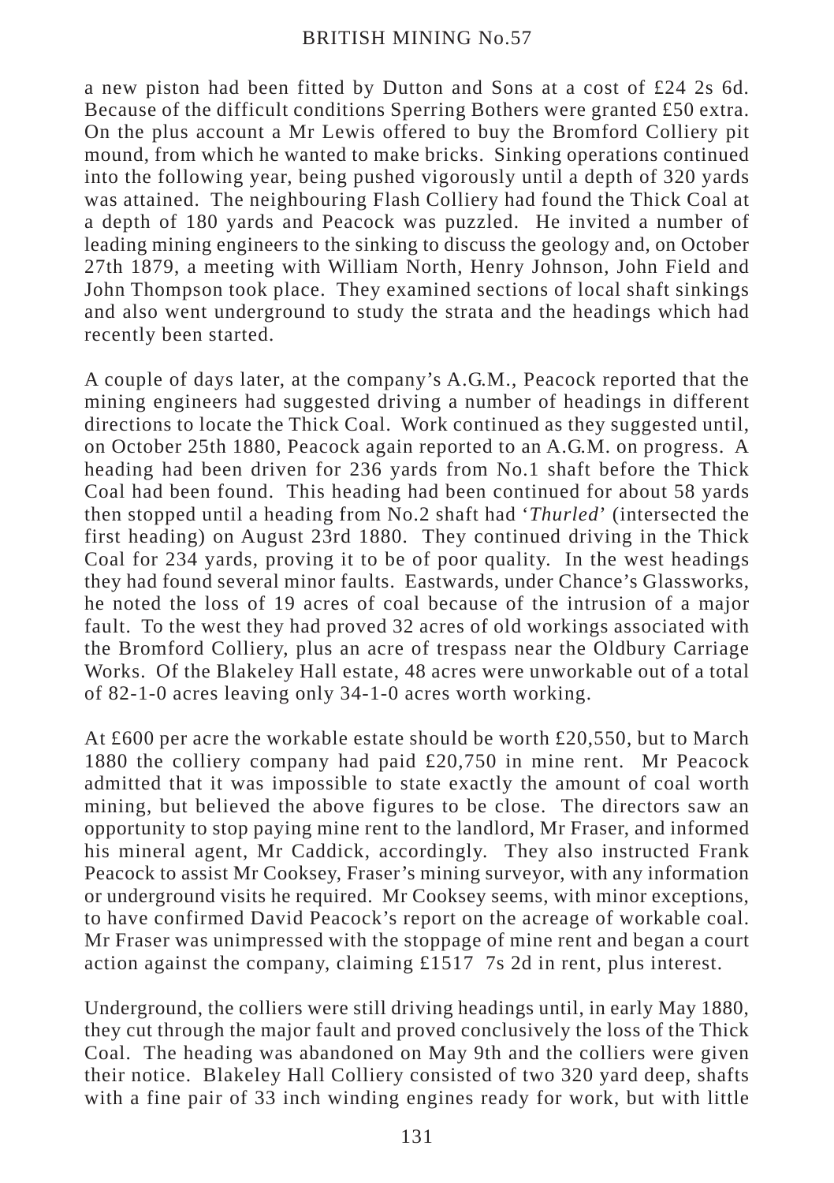a new piston had been fitted by Dutton and Sons at a cost of £24 2s 6d. Because of the difficult conditions Sperring Bothers were granted £50 extra. On the plus account a Mr Lewis offered to buy the Bromford Colliery pit mound, from which he wanted to make bricks. Sinking operations continued into the following year, being pushed vigorously until a depth of 320 yards was attained. The neighbouring Flash Colliery had found the Thick Coal at a depth of 180 yards and Peacock was puzzled. He invited a number of leading mining engineers to the sinking to discuss the geology and, on October 27th 1879, a meeting with William North, Henry Johnson, John Field and John Thompson took place. They examined sections of local shaft sinkings and also went underground to study the strata and the headings which had recently been started.

A couple of days later, at the company's A.G.M., Peacock reported that the mining engineers had suggested driving a number of headings in different directions to locate the Thick Coal. Work continued as they suggested until, on October 25th 1880, Peacock again reported to an A.G.M. on progress. A heading had been driven for 236 yards from No.1 shaft before the Thick Coal had been found. This heading had been continued for about 58 yards then stopped until a heading from No.2 shaft had '*Thurled*' (intersected the first heading) on August 23rd 1880. They continued driving in the Thick Coal for 234 yards, proving it to be of poor quality. In the west headings they had found several minor faults. Eastwards, under Chance's Glassworks, he noted the loss of 19 acres of coal because of the intrusion of a major fault. To the west they had proved 32 acres of old workings associated with the Bromford Colliery, plus an acre of trespass near the Oldbury Carriage Works. Of the Blakeley Hall estate, 48 acres were unworkable out of a total of 82-1-0 acres leaving only 34-1-0 acres worth working.

At £600 per acre the workable estate should be worth £20,550, but to March 1880 the colliery company had paid £20,750 in mine rent. Mr Peacock admitted that it was impossible to state exactly the amount of coal worth mining, but believed the above figures to be close. The directors saw an opportunity to stop paying mine rent to the landlord, Mr Fraser, and informed his mineral agent, Mr Caddick, accordingly. They also instructed Frank Peacock to assist Mr Cooksey, Fraser's mining surveyor, with any information or underground visits he required. Mr Cooksey seems, with minor exceptions, to have confirmed David Peacock's report on the acreage of workable coal. Mr Fraser was unimpressed with the stoppage of mine rent and began a court action against the company, claiming £1517 7s 2d in rent, plus interest.

Underground, the colliers were still driving headings until, in early May 1880, they cut through the major fault and proved conclusively the loss of the Thick Coal. The heading was abandoned on May 9th and the colliers were given their notice. Blakeley Hall Colliery consisted of two 320 yard deep, shafts with a fine pair of 33 inch winding engines ready for work, but with little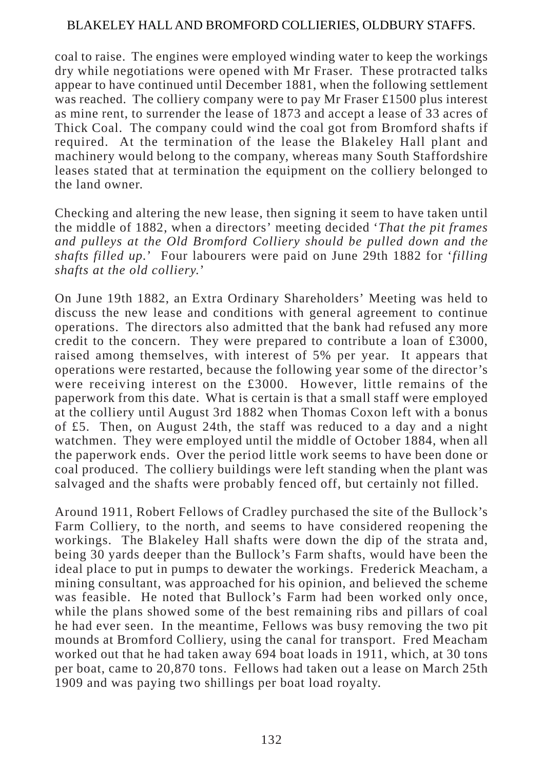coal to raise. The engines were employed winding water to keep the workings dry while negotiations were opened with Mr Fraser. These protracted talks appear to have continued until December 1881, when the following settlement was reached. The colliery company were to pay Mr Fraser £1500 plus interest as mine rent, to surrender the lease of 1873 and accept a lease of 33 acres of Thick Coal. The company could wind the coal got from Bromford shafts if required. At the termination of the lease the Blakeley Hall plant and machinery would belong to the company, whereas many South Staffordshire leases stated that at termination the equipment on the colliery belonged to the land owner.

Checking and altering the new lease, then signing it seem to have taken until the middle of 1882, when a directors' meeting decided '*That the pit frames and pulleys at the Old Bromford Colliery should be pulled down and the shafts filled up.*' Four labourers were paid on June 29th 1882 for '*filling shafts at the old colliery.*'

On June 19th 1882, an Extra Ordinary Shareholders' Meeting was held to discuss the new lease and conditions with general agreement to continue operations. The directors also admitted that the bank had refused any more credit to the concern. They were prepared to contribute a loan of £3000, raised among themselves, with interest of 5% per year. It appears that operations were restarted, because the following year some of the director's were receiving interest on the £3000. However, little remains of the paperwork from this date. What is certain is that a small staff were employed at the colliery until August 3rd 1882 when Thomas Coxon left with a bonus of £5. Then, on August 24th, the staff was reduced to a day and a night watchmen. They were employed until the middle of October 1884, when all the paperwork ends. Over the period little work seems to have been done or coal produced. The colliery buildings were left standing when the plant was salvaged and the shafts were probably fenced off, but certainly not filled.

Around 1911, Robert Fellows of Cradley purchased the site of the Bullock's Farm Colliery, to the north, and seems to have considered reopening the workings. The Blakeley Hall shafts were down the dip of the strata and, being 30 yards deeper than the Bullock's Farm shafts, would have been the ideal place to put in pumps to dewater the workings. Frederick Meacham, a mining consultant, was approached for his opinion, and believed the scheme was feasible. He noted that Bullock's Farm had been worked only once, while the plans showed some of the best remaining ribs and pillars of coal he had ever seen. In the meantime, Fellows was busy removing the two pit mounds at Bromford Colliery, using the canal for transport. Fred Meacham worked out that he had taken away 694 boat loads in 1911, which, at 30 tons per boat, came to 20,870 tons. Fellows had taken out a lease on March 25th 1909 and was paying two shillings per boat load royalty.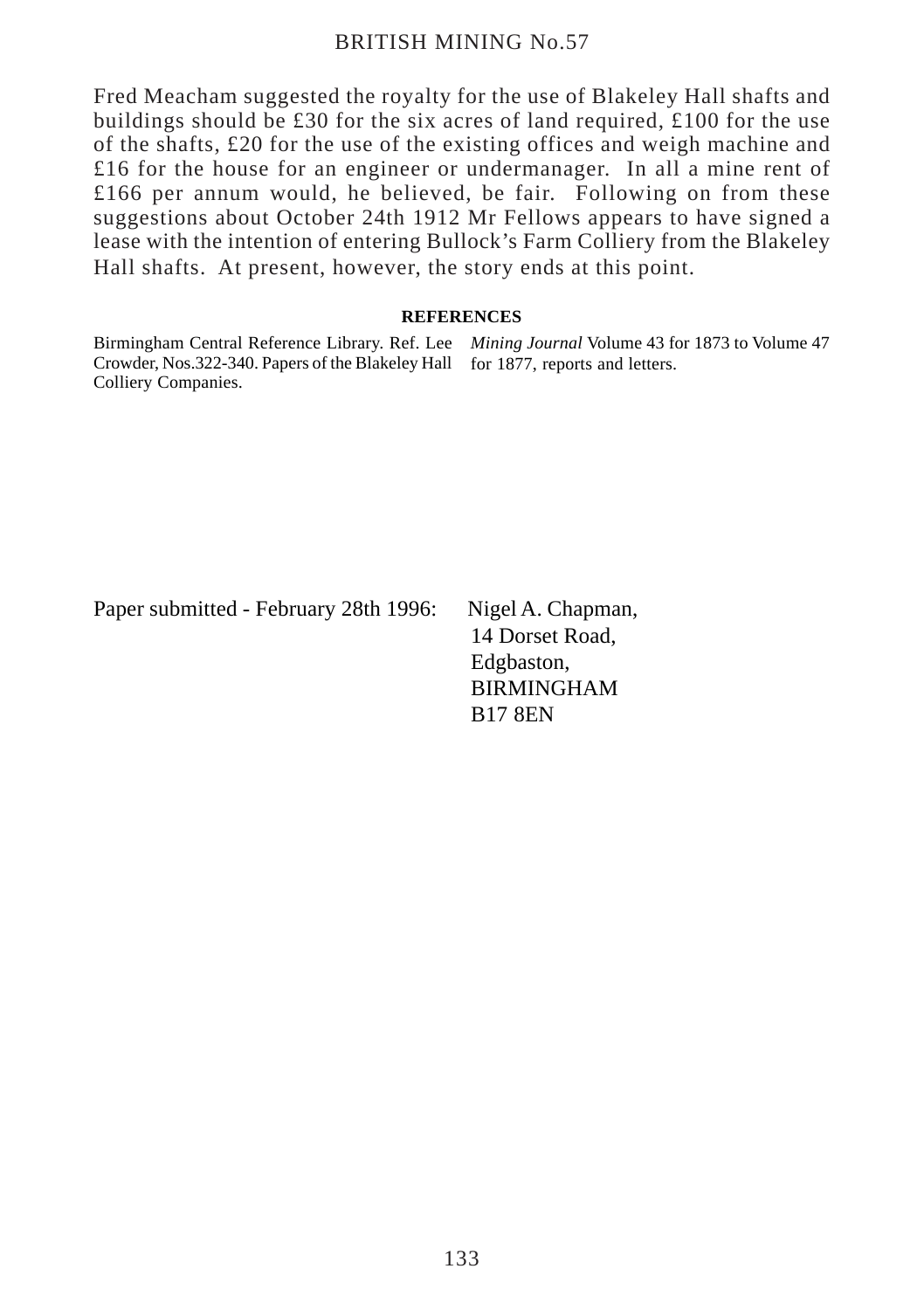Fred Meacham suggested the royalty for the use of Blakeley Hall shafts and buildings should be £30 for the six acres of land required, £100 for the use of the shafts, £20 for the use of the existing offices and weigh machine and £16 for the house for an engineer or undermanager. In all a mine rent of £166 per annum would, he believed, be fair. Following on from these suggestions about October 24th 1912 Mr Fellows appears to have signed a lease with the intention of entering Bullock's Farm Colliery from the Blakeley Hall shafts. At present, however, the story ends at this point.

**REFERENCES**

Birmingham Central Reference Library. Ref. Lee Crowder, Nos.322-340. Papers of the Blakeley Hall Colliery Companies.

*Mining Journal* Volume 43 for 1873 to Volume 47 for 1877, reports and letters.

Paper submitted - February 28th 1996:

Nigel A. Chapman,
14 Dorset Road,
Edgbaston,
BIRMINGHAM
B17 8EN